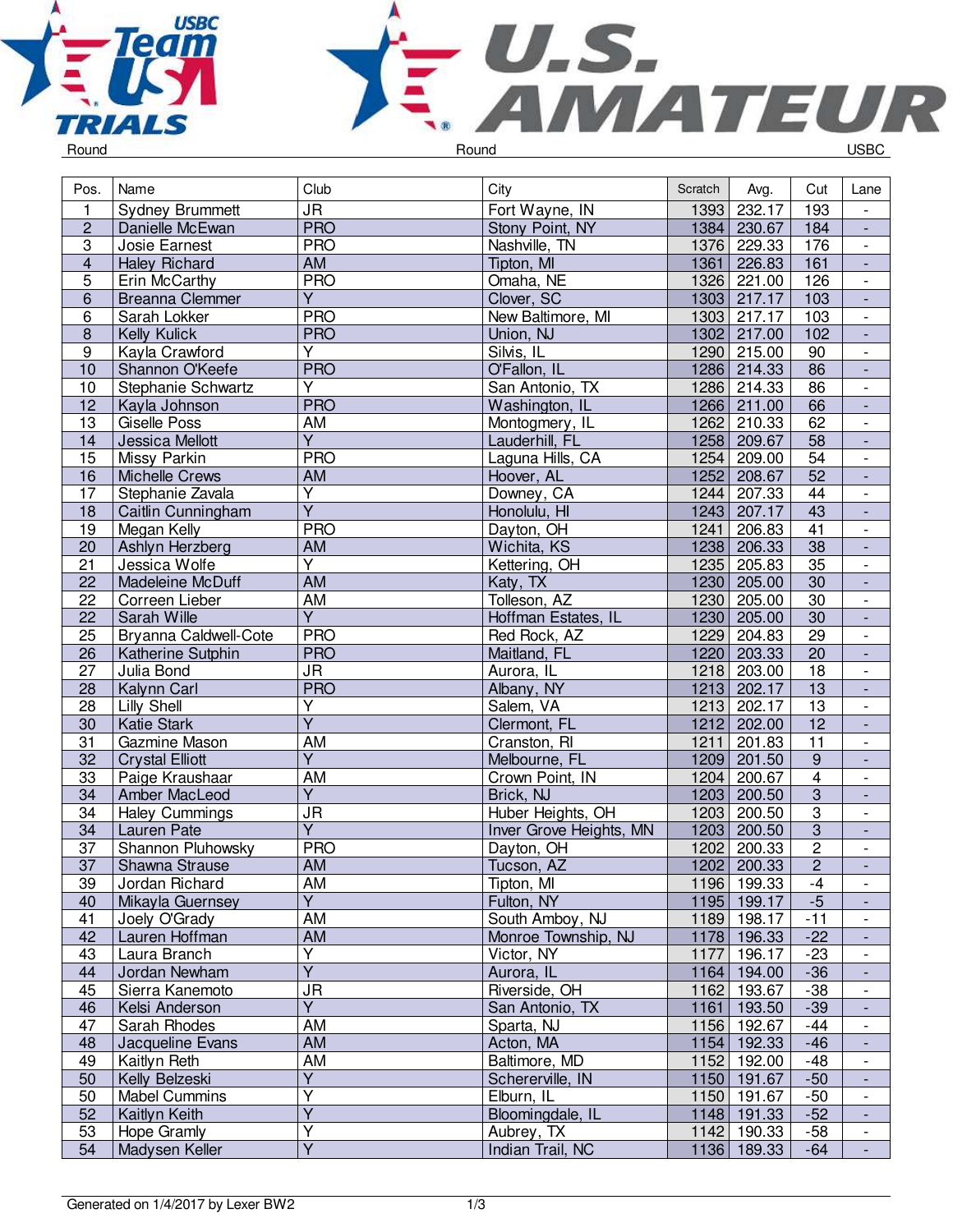Round Round USBC

| Pos. | Name | Club | City | Scratch | Avg. | Cut | Lane |
|---|---|---|---|---|---|---|---|
| 1 | Sydney Brummett | JR | Fort Wayne, IN | 1393 | 232.17 | 193 | - |
| 2 | Danielle McEwan | PRO | Stony Point, NY | 1384 | 230.67 | 184 | - |
| 3 | Josie Earnest | PRO | Nashville, TN | 1376 | 229.33 | 176 | - |
| 4 | Haley Richard | AM | Tipton, MI | 1361 | 226.83 | 161 | - |
| 5 | Erin McCarthy | PRO | Omaha, NE | 1326 | 221.00 | 126 | - |
| 6 | Breanna Clemmer | Y | Clover, SC | 1303 | 217.17 | 103 | - |
| 6 | Sarah Lokker | PRO | New Baltimore, MI | 1303 | 217.17 | 103 | - |
| 8 | Kelly Kulick | PRO | Union, NJ | 1302 | 217.00 | 102 | - |
| 9 | Kayla Crawford | Y | Silvis, IL | 1290 | 215.00 | 90 | - |
| 10 | Shannon O'Keefe | PRO | O'Fallon, IL | 1286 | 214.33 | 86 | - |
| 10 | Stephanie Schwartz | Y | San Antonio, TX | 1286 | 214.33 | 86 | - |
| 12 | Kayla Johnson | PRO | Washington, IL | 1266 | 211.00 | 66 | - |
| 13 | Giselle Poss | AM | Montogmery, IL | 1262 | 210.33 | 62 | - |
| 14 | Jessica Mellott | Y | Lauderhill, FL | 1258 | 209.67 | 58 | - |
| 15 | Missy Parkin | PRO | Laguna Hills, CA | 1254 | 209.00 | 54 | - |
| 16 | Michelle Crews | AM | Hoover, AL | 1252 | 208.67 | 52 | - |
| 17 | Stephanie Zavala | Y | Downey, CA | 1244 | 207.33 | 44 | - |
| 18 | Caitlin Cunningham | Y | Honolulu, HI | 1243 | 207.17 | 43 | - |
| 19 | Megan Kelly | PRO | Dayton, OH | 1241 | 206.83 | 41 | - |
| 20 | Ashlyn Herzberg | AM | Wichita, KS | 1238 | 206.33 | 38 | - |
| 21 | Jessica Wolfe | Y | Kettering, OH | 1235 | 205.83 | 35 | - |
| 22 | Madeleine McDuff | AM | Katy, TX | 1230 | 205.00 | 30 | - |
| 22 | Correen Lieber | AM | Tolleson, AZ | 1230 | 205.00 | 30 | - |
| 22 | Sarah Wille | Y | Hoffman Estates, IL | 1230 | 205.00 | 30 | - |
| 25 | Bryanna Caldwell-Cote | PRO | Red Rock, AZ | 1229 | 204.83 | 29 | - |
| 26 | Katherine Sutphin | PRO | Maitland, FL | 1220 | 203.33 | 20 | - |
| 27 | Julia Bond | JR | Aurora, IL | 1218 | 203.00 | 18 | - |
| 28 | Kalynn Carl | PRO | Albany, NY | 1213 | 202.17 | 13 | - |
| 28 | Lilly Shell | Y | Salem, VA | 1213 | 202.17 | 13 | - |
| 30 | Katie Stark | Y | Clermont, FL | 1212 | 202.00 | 12 | - |
| 31 | Gazmine Mason | AM | Cranston, RI | 1211 | 201.83 | 11 | - |
| 32 | Crystal Elliott | Y | Melbourne, FL | 1209 | 201.50 | 9 | - |
| 33 | Paige Kraushaar | AM | Crown Point, IN | 1204 | 200.67 | 4 | - |
| 34 | Amber MacLeod | Y | Brick, NJ | 1203 | 200.50 | 3 | - |
| 34 | Haley Cummings | JR | Huber Heights, OH | 1203 | 200.50 | 3 | - |
| 34 | Lauren Pate | Y | Inver Grove Heights, MN | 1203 | 200.50 | 3 | - |
| 37 | Shannon Pluhowsky | PRO | Dayton, OH | 1202 | 200.33 | 2 | - |
| 37 | Shawna Strause | AM | Tucson, AZ | 1202 | 200.33 | 2 | - |
| 39 | Jordan Richard | AM | Tipton, MI | 1196 | 199.33 | -4 | - |
| 40 | Mikayla Guernsey | Y | Fulton, NY | 1195 | 199.17 | -5 | - |
| 41 | Joely O'Grady | AM | South Amboy, NJ | 1189 | 198.17 | -11 | - |
| 42 | Lauren Hoffman | AM | Monroe Township, NJ | 1178 | 196.33 | -22 | - |
| 43 | Laura Branch | Y | Victor, NY | 1177 | 196.17 | -23 | - |
| 44 | Jordan Newham | Y | Aurora, IL | 1164 | 194.00 | -36 | - |
| 45 | Sierra Kanemoto | JR | Riverside, OH | 1162 | 193.67 | -38 | - |
| 46 | Kelsi Anderson | Y | San Antonio, TX | 1161 | 193.50 | -39 | - |
| 47 | Sarah Rhodes | AM | Sparta, NJ | 1156 | 192.67 | -44 | - |
| 48 | Jacqueline Evans | AM | Acton, MA | 1154 | 192.33 | -46 | - |
| 49 | Kaitlyn Reth | AM | Baltimore, MD | 1152 | 192.00 | -48 | - |
| 50 | Kelly Belzeski | Y | Schererville, IN | 1150 | 191.67 | -50 | - |
| 50 | Mabel Cummins | Y | Elburn, IL | 1150 | 191.67 | -50 | - |
| 52 | Kaitlyn Keith | Y | Bloomingdale, IL | 1148 | 191.33 | -52 | - |
| 53 | Hope Gramly | Y | Aubrey, TX | 1142 | 190.33 | -58 | - |
| 54 | Madysen Keller | Y | Indian Trail, NC | 1136 | 189.33 | -64 | - |

Generated on 1/4/2017 by Lexer BW2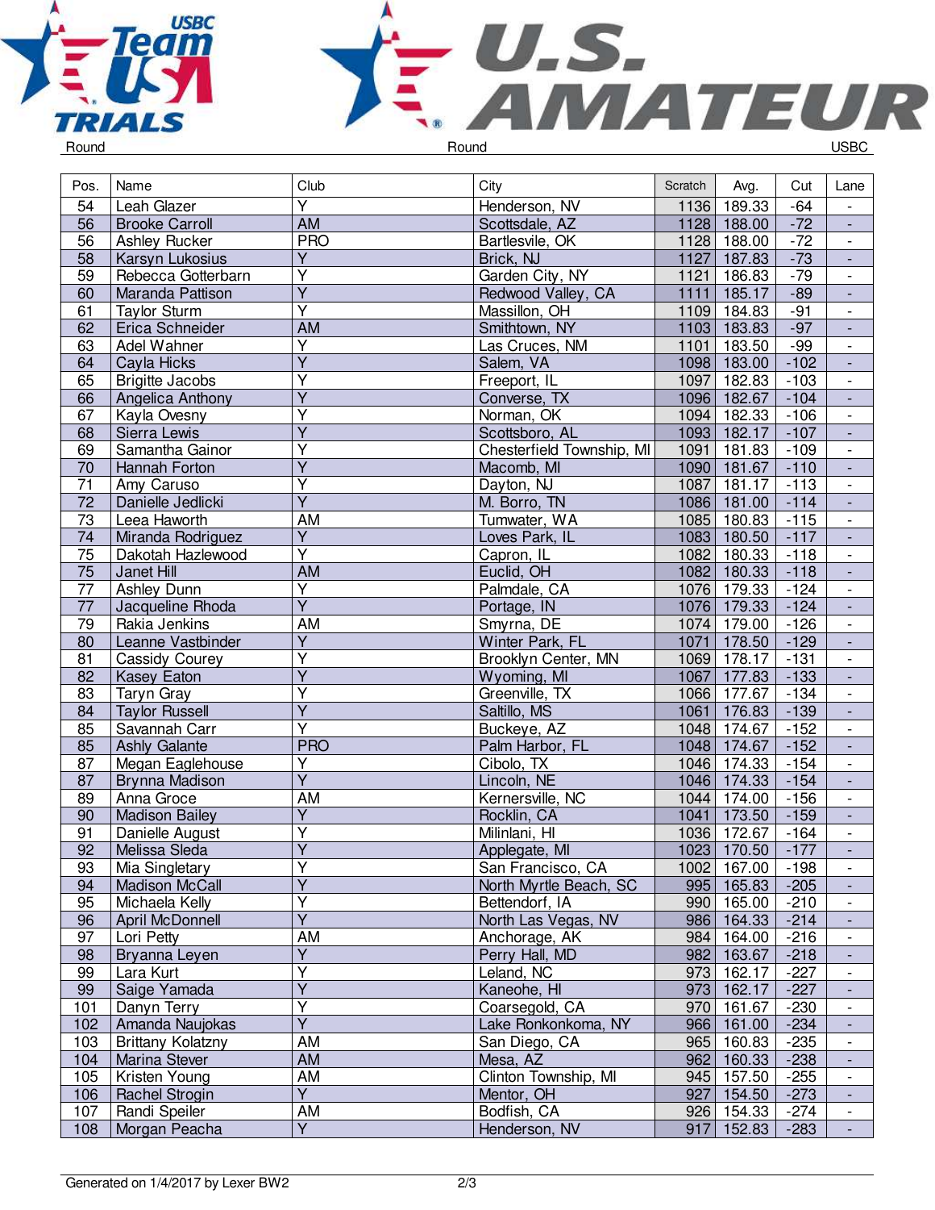Round Round USBC

| Pos. | Name | Club | City | Scratch | Avg. | Cut | Lane |
|---|---|---|---|---|---|---|---|
| 54 | Leah Glazer | Y | Henderson, NV | 1136 | 189.33 | -64 | - |
| 56 | Brooke Carroll | AM | Scottsdale, AZ | 1128 | 188.00 | -72 | - |
| 56 | Ashley Rucker | PRO | Bartlesvile, OK | 1128 | 188.00 | -72 | - |
| 58 | Karsyn Lukosius | Y | Brick, NJ | 1127 | 187.83 | -73 | - |
| 59 | Rebecca Gotterbarn | Y | Garden City, NY | 1121 | 186.83 | -79 | - |
| 60 | Maranda Pattison | Y | Redwood Valley, CA | 1111 | 185.17 | -89 | - |
| 61 | Taylor Sturm | Y | Massillon, OH | 1109 | 184.83 | -91 | - |
| 62 | Erica Schneider | AM | Smithtown, NY | 1103 | 183.83 | -97 | - |
| 63 | Adel Wahner | Y | Las Cruces, NM | 1101 | 183.50 | -99 | - |
| 64 | Cayla Hicks | Y | Salem, VA | 1098 | 183.00 | -102 | - |
| 65 | Brigitte Jacobs | Y | Freeport, IL | 1097 | 182.83 | -103 | - |
| 66 | Angelica Anthony | Y | Converse, TX | 1096 | 182.67 | -104 | - |
| 67 | Kayla Ovesny | Y | Norman, OK | 1094 | 182.33 | -106 | - |
| 68 | Sierra Lewis | Y | Scottsboro, AL | 1093 | 182.17 | -107 | - |
| 69 | Samantha Gainor | Y | Chesterfield Township, MI | 1091 | 181.83 | -109 | - |
| 70 | Hannah Forton | Y | Macomb, MI | 1090 | 181.67 | -110 | - |
| 71 | Amy Caruso | Y | Dayton, NJ | 1087 | 181.17 | -113 | - |
| 72 | Danielle Jedlicki | Y | M. Borro, TN | 1086 | 181.00 | -114 | - |
| 73 | Leea Haworth | AM | Tumwater, WA | 1085 | 180.83 | -115 | - |
| 74 | Miranda Rodriguez | Y | Loves Park, IL | 1083 | 180.50 | -117 | - |
| 75 | Dakotah Hazlewood | Y | Capron, IL | 1082 | 180.33 | -118 | - |
| 75 | Janet Hill | AM | Euclid, OH | 1082 | 180.33 | -118 | - |
| 77 | Ashley Dunn | Y | Palmdale, CA | 1076 | 179.33 | -124 | - |
| 77 | Jacqueline Rhoda | Y | Portage, IN | 1076 | 179.33 | -124 | - |
| 79 | Rakia Jenkins | AM | Smyrna, DE | 1074 | 179.00 | -126 | - |
| 80 | Leanne Vastbinder | Y | Winter Park, FL | 1071 | 178.50 | -129 | - |
| 81 | Cassidy Courey | Y | Brooklyn Center, MN | 1069 | 178.17 | -131 | - |
| 82 | Kasey Eaton | Y | Wyoming, MI | 1067 | 177.83 | -133 | - |
| 83 | Taryn Gray | Y | Greenville, TX | 1066 | 177.67 | -134 | - |
| 84 | Taylor Russell | Y | Saltillo, MS | 1061 | 176.83 | -139 | - |
| 85 | Savannah Carr | Y | Buckeye, AZ | 1048 | 174.67 | -152 | - |
| 85 | Ashly Galante | PRO | Palm Harbor, FL | 1048 | 174.67 | -152 | - |
| 87 | Megan Eaglehouse | Y | Cibolo, TX | 1046 | 174.33 | -154 | - |
| 87 | Brynna Madison | Y | Lincoln, NE | 1046 | 174.33 | -154 | - |
| 89 | Anna Groce | AM | Kernersville, NC | 1044 | 174.00 | -156 | - |
| 90 | Madison Bailey | Y | Rocklin, CA | 1041 | 173.50 | -159 | - |
| 91 | Danielle August | Y | Milinlani, HI | 1036 | 172.67 | -164 | - |
| 92 | Melissa Sleda | Y | Applegate, MI | 1023 | 170.50 | -177 | - |
| 93 | Mia Singletary | Y | San Francisco, CA | 1002 | 167.00 | -198 | - |
| 94 | Madison McCall | Y | North Myrtle Beach, SC | 995 | 165.83 | -205 | - |
| 95 | Michaela Kelly | Y | Bettendorf, IA | 990 | 165.00 | -210 | - |
| 96 | April McDonnell | Y | North Las Vegas, NV | 986 | 164.33 | -214 | - |
| 97 | Lori Petty | AM | Anchorage, AK | 984 | 164.00 | -216 | - |
| 98 | Bryanna Leyen | Y | Perry Hall, MD | 982 | 163.67 | -218 | - |
| 99 | Lara Kurt | Y | Leland, NC | 973 | 162.17 | -227 | - |
| 99 | Saige Yamada | Y | Kaneohe, HI | 973 | 162.17 | -227 | - |
| 101 | Danyn Terry | Y | Coarsegold, CA | 970 | 161.67 | -230 | - |
| 102 | Amanda Naujokas | Y | Lake Ronkonkoma, NY | 966 | 161.00 | -234 | - |
| 103 | Brittany Kolatzny | AM | San Diego, CA | 965 | 160.83 | -235 | - |
| 104 | Marina Stever | AM | Mesa, AZ | 962 | 160.33 | -238 | - |
| 105 | Kristen Young | AM | Clinton Township, MI | 945 | 157.50 | -255 | - |
| 106 | Rachel Strogin | Y | Mentor, OH | 927 | 154.50 | -273 | - |
| 107 | Randi Speiler | AM | Bodfish, CA | 926 | 154.33 | -274 | - |
| 108 | Morgan Peacha | Y | Henderson, NV | 917 | 152.83 | -283 | - |

Generated on 1/4/2017 by Lexer BW2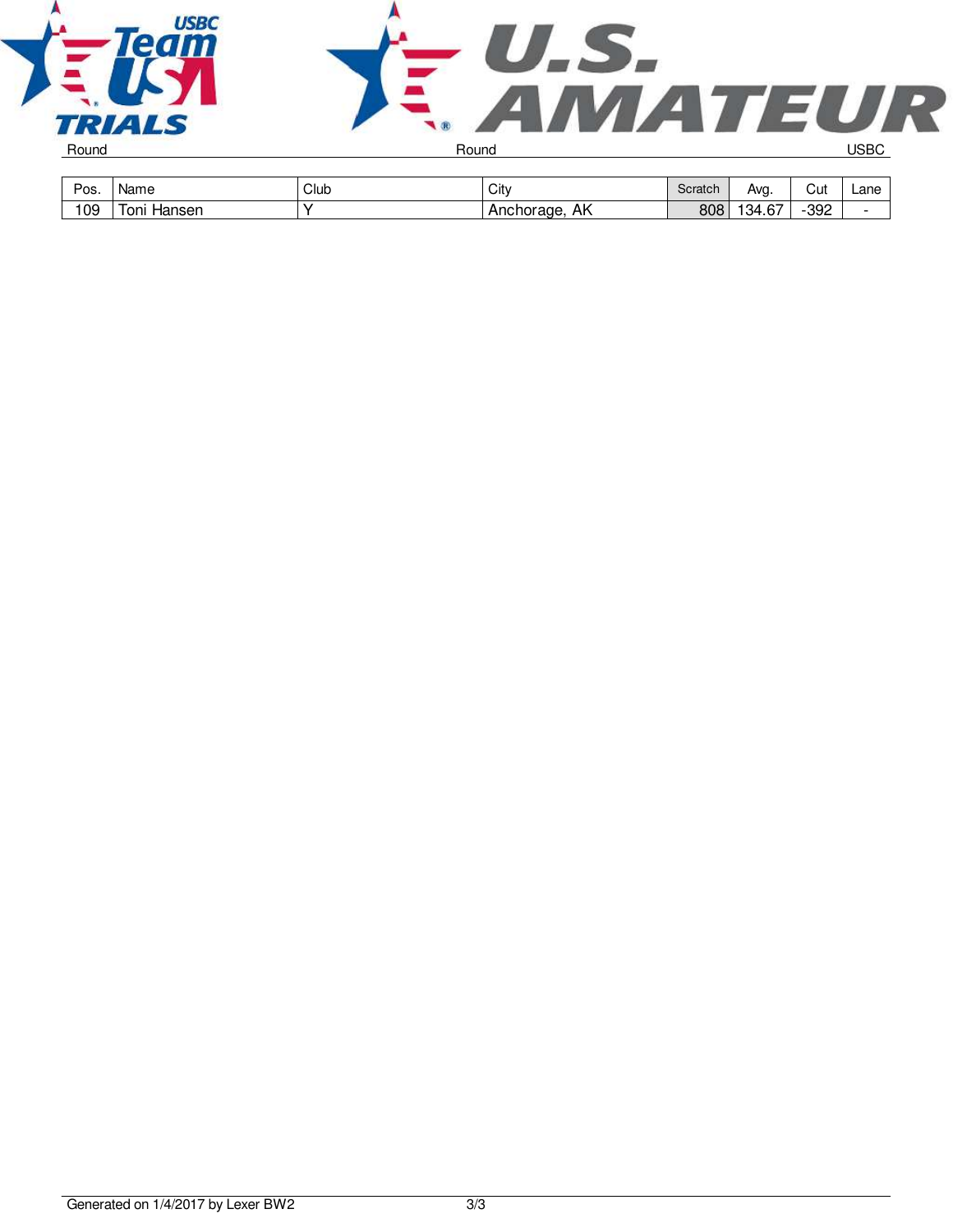| Round | Round | USBC |
|---|---|---|

| Pos. | Name | Club | City | Scratch | Avg. | Cut | Lane |
|---|---|---|---|---|---|---|---|
| 109 | Toni Hansen | Y | Anchorage, AK | 808 | 134.67 | -392 | - |

Generated on 1/4/2017 by Lexer BW2